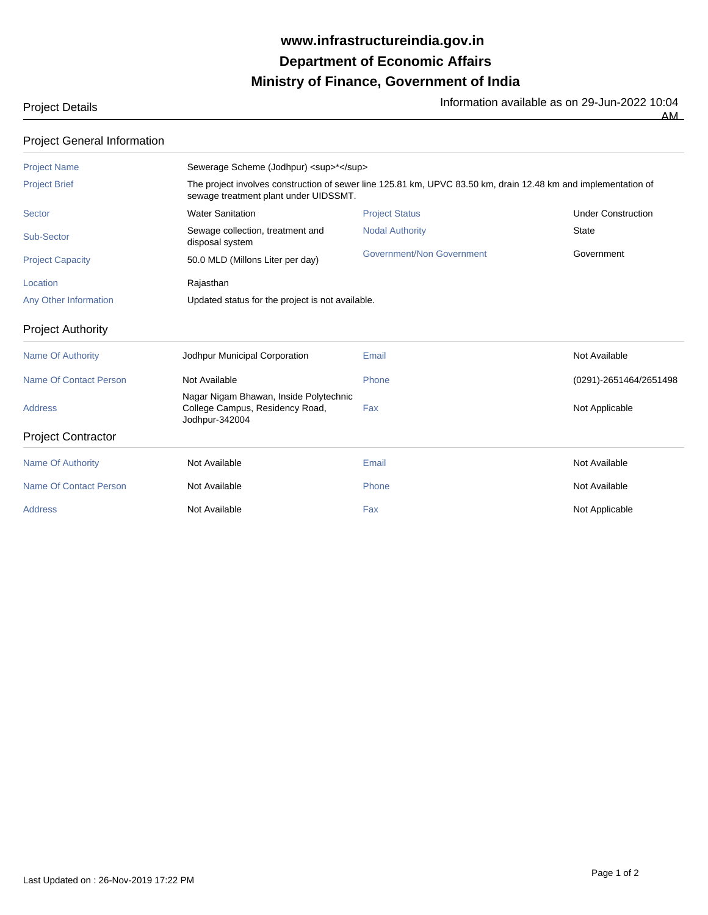# www.infrastructureindia.gov.in
# Department of Economic Affairs
# Ministry of Finance, Government of India

Project Details

Information available as on 29-Jun-2022 10:04 AM

## Project General Information

| | | | |
|---|---|---|---|
| Project Name | Sewerage Scheme (Jodhpur) <sup>*</sup> | | |
| Project Brief | The project involves construction of sewer line 125.81 km, UPVC 83.50 km, drain 12.48 km and implementation of sewage treatment plant under UIDSSMT. | | |
| Sector | Water Sanitation | Project Status | Under Construction |
| Sub-Sector | Sewage collection, treatment and disposal system | Nodal Authority | State |
| Project Capacity | 50.0 MLD (Millons Liter per day) | Government/Non Government | Government |
| Location | Rajasthan | | |
| Any Other Information | Updated status for the project is not available. | | |

## Project Authority

| | | | |
|---|---|---|---|
| Name Of Authority | Jodhpur Municipal Corporation | Email | Not Available |
| Name Of Contact Person | Not Available | Phone | (0291)-2651464/2651498 |
| Address | Nagar Nigam Bhawan, Inside Polytechnic College Campus, Residency Road, Jodhpur-342004 | Fax | Not Applicable |

## Project Contractor

| | | | |
|---|---|---|---|
| Name Of Authority | Not Available | Email | Not Available |
| Name Of Contact Person | Not Available | Phone | Not Available |
| Address | Not Available | Fax | Not Applicable |

Last Updated on : 26-Nov-2019 17:22 PM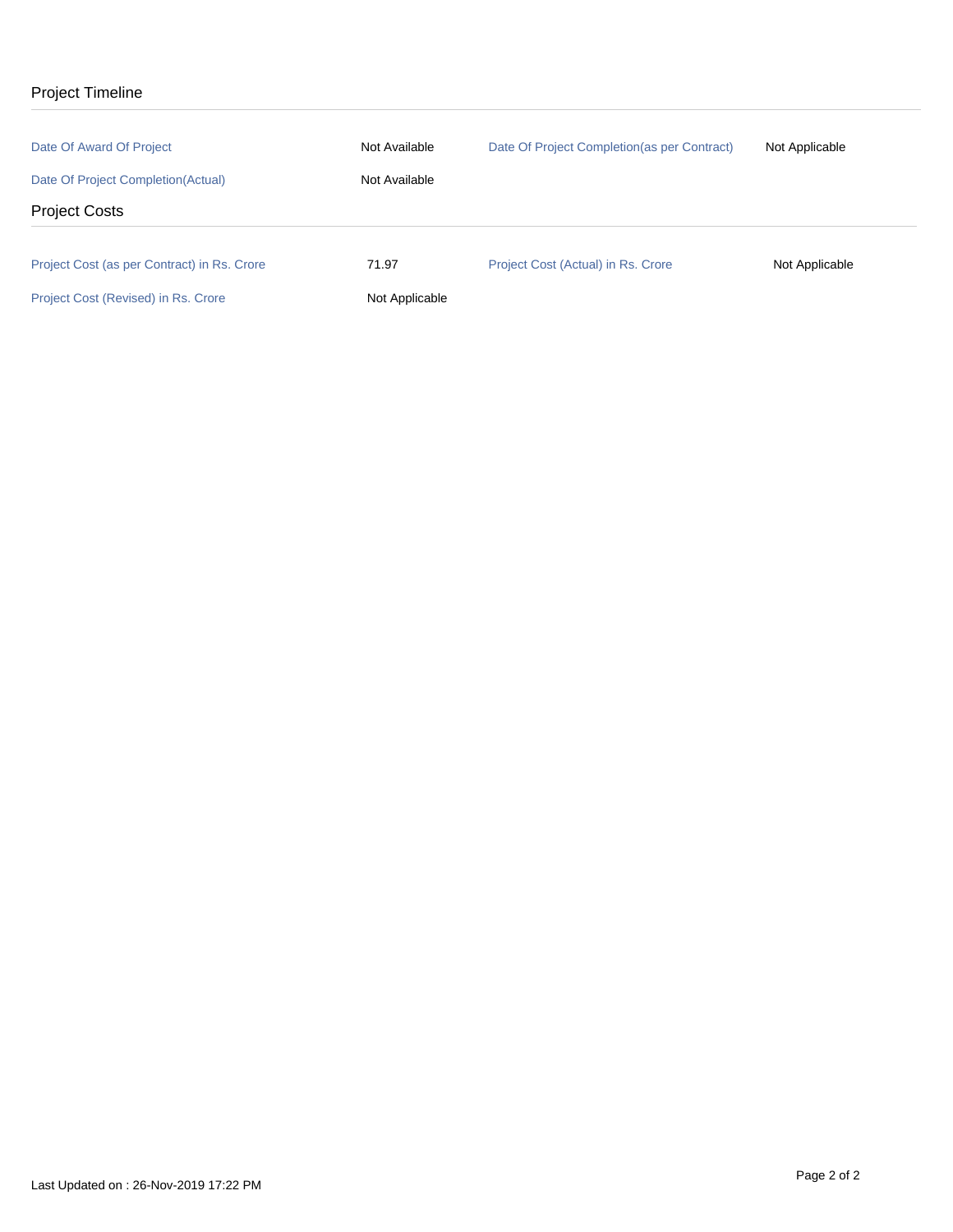## Project Timeline

| | | | |
|---|---|---|---|
| Date Of Award Of Project | Not Available | Date Of Project Completion(as per Contract) | Not Applicable |
| Date Of Project Completion(Actual) | Not Available | | |

## Project Costs

| | | | |
|---|---|---|---|
| Project Cost (as per Contract) in Rs. Crore | 71.97 | Project Cost (Actual) in Rs. Crore | Not Applicable |
| Project Cost (Revised) in Rs. Crore | Not Applicable | | |

Last Updated on : 26-Nov-2019 17:22 PM